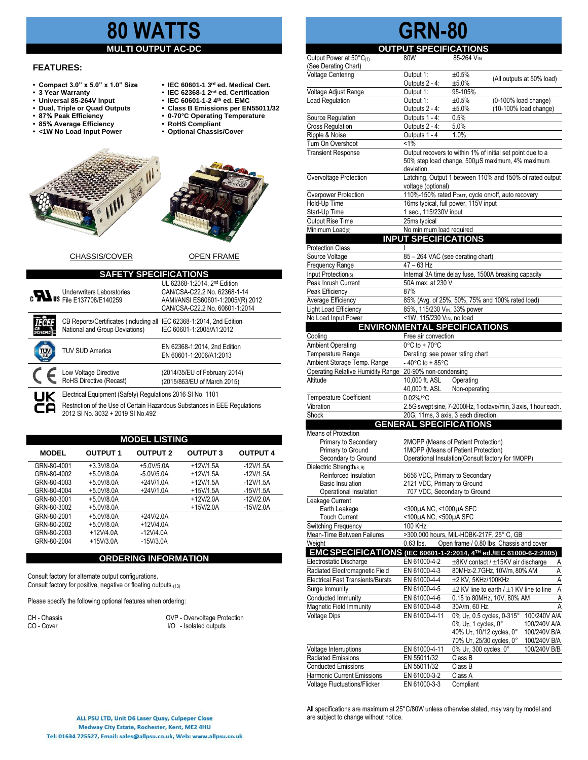# 80 WATTS

## MULTI OUTPUT AC-DC

### FEATURES:

- Compact 3.0" x 5.0" x 1.0" Size
- 3 Year Warranty
- Universal 85-264V Input
- Dual, Triple or Quad Outputs
- 87% Peak Efficiency
- 85% Average Efficiency
- <1W No Load Input Power
- IEC 60601-1 3rd ed. Medical Cert.
- IEC 62368-1 2nd ed. Certification
- IEC 60601-1-2 4th ed. EMC
- Class B Emissions per EN55011/32
- 0-70°C Operating Temperature
- RoHS Compliant
- Optional Chassis/Cover

CHASSIS/COVER    OPEN FRAME

## SAFETY SPECIFICATIONS

| | | |
|---|---|---|
| Underwriters Laboratories File E137708/E140259 | UL 62368-1:2014, 2nd Edition<br>CAN/CSA-C22.2 No. 62368-1-14<br>AAMI/ANSI ES60601-1:2005/(R) 2012<br>CAN/CSA-C22.2 No. 60601-1:2014 |
| CB Reports/Certificates (including all National and Group Deviations) | IEC 62368-1:2014, 2nd Edition<br>IEC 60601-1:2005/A1:2012 |
| TUV SUD America | EN 62368-1:2014, 2nd Edition<br>EN 60601-1:2006/A1:2013 |
| Low Voltage Directive<br>RoHS Directive (Recast) | (2014/35/EU of February 2014)<br>(2015/863/EU of March 2015) |
| Electrical Equipment (Safety) Regulations 2016 SI No. 1101<br>Restriction of the Use of Certain Hazardous Substances in EEE Regulations 2012 SI No. 3032 + 2019 SI No.492 | |

## MODEL LISTING

| MODEL | OUTPUT 1 | OUTPUT 2 | OUTPUT 3 | OUTPUT 4 |
|---|---|---|---|---|
| GRN-80-4001 | +3.3V/8.0A | +5.0V/5.0A | +12V/1.5A | -12V/1.5A |
| GRN-80-4002 | +5.0V/8.0A | -5.0V/5.0A | +12V/1.5A | -12V/1.5A |
| GRN-80-4003 | +5.0V/8.0A | +24V/1.0A | +12V/1.5A | -12V/1.5A |
| GRN-80-4004 | +5.0V/8.0A | +24V/1.0A | +15V/1.5A | -15V/1.5A |
| GRN-80-3001 | +5.0V/8.0A | | +12V/2.0A | -12V/2.0A |
| GRN-80-3002 | +5.0V/8.0A | | +15V/2.0A | -15V/2.0A |
| GRN-80-2001 | +5.0V/8.0A | +24V/2.0A | | |
| GRN-80-2002 | +5.0V/8.0A | +12V/4.0A | | |
| GRN-80-2003 | +12V/4.0A | -12V/4.0A | | |
| GRN-80-2004 | +15V/3.0A | -15V/3.0A | | |

## ORDERING INFORMATION

Consult factory for alternate output configurations.
Consult factory for positive, negative or floating outputs.(13)

Please specify the following optional features when ordering:

CH - Chassis
CO - Cover
OVP - Overvoltage Protection
I/O - Isolated outputs

# GRN-80

## OUTPUT SPECIFICATIONS

| | | | |
|---|---|---|---|
| Output Power at 50°C(1) (See Derating Chart) | 80W | 85-264 $V_{IN}$ | |
| Voltage Centering | Output 1:<br>Outputs 2 - 4: | ±0.5%<br>±5.0% | (All outputs at 50% load) |
| Voltage Adjust Range | Output 1: | 95-105% | |
| Load Regulation | Output 1:<br>Outputs 2 - 4: | ±0.5%<br>±5.0% | (0-100% load change)<br>(10-100% load change) |
| Source Regulation | Outputs 1 - 4: | 0.5% | |
| Cross Regulation | Outputs 2 - 4: | 5.0% | |
| Ripple & Noise | Outputs 1 - 4 | 1.0% | |
| Turn On Overshoot | <1% | | |
| Transient Response | Output recovers to within 1% of initial set point due to a 50% step load change, 500µS maximum, 4% maximum deviation. | | |
| Overvoltage Protection | Latching, Output 1 between 110% and 150% of rated output voltage (optional) | | |
| Overpower Protection | 110%-150% rated $P_{OUT}$, cycle on/off, auto recovery | | |
| Hold-Up Time | 16ms typical, full power, 115V input | | |
| Start-Up Time | 1 sec., 115/230V input | | |
| Output Rise Time | 25ms typical | | |
| Minimum Load(5) | No minimum load required | | |

## INPUT SPECIFICATIONS

| | |
|---|---|
| Protection Class | I |
| Source Voltage | 85 – 264 VAC (see derating chart) |
| Frequency Range | 47 – 63 Hz |
| Input Protection(6) | Internal 3A time delay fuse, 1500A breaking capacity |
| Peak Inrush Current | 50A max. at 230 V |
| Peak Efficiency | 87% |
| Average Efficiency | 85% (Avg. of 25%, 50%, 75% and 100% rated load) |
| Light Load Efficiency | 85%, 115/230 $V_{IN}$, 33% power |
| No Load Input Power | <1W, 115/230 $V_{IN}$, no load |

## ENVIRONMENTAL SPECIFICATIONS

| | | |
|---|---|---|
| Cooling | Free air convection | |
| Ambient Operating Temperature Range | 0°C to + 70°C<br>Derating: see power rating chart | |
| Ambient Storage Temp. Range | - 40°C to + 85°C | |
| Operating Relative Humidity Range | 20-90% non-condensing | |
| Altitude | 10,000 ft. ASL<br>40,000 ft. ASL | Operating<br>Non-operating |
| Temperature Coefficient | 0.02%/°C | |
| Vibration | 2.5G swept sine, 7-2000Hz, 1 octave/min, 3 axis, 1 hour each. | |
| Shock | 20G, 11ms, 3 axis, 3 each direction. | |

## GENERAL SPECIFICATIONS

| | |
|---|---|
| Means of Protection | |
| Primary to Secondary | 2MOPP (Means of Patient Protection) |
| Primary to Ground | 1MOPP (Means of Patient Protection) |
| Secondary to Ground | Operational Insulation(Consult factory for 1MOPP) |
| Dielectric Strength(8, 9) | |
| Reinforced Insulation | 5656 VDC, Primary to Secondary |
| Basic Insulation | 2121 VDC, Primary to Ground |
| Operational Insulation | 707 VDC, Secondary to Ground |
| Leakage Current | |
| Earth Leakage | <300µA NC, <1000µA SFC |
| Touch Current | <100µA NC, <500µA SFC |
| Switching Frequency | 100 KHz |
| Mean-Time Between Failures | >300,000 hours, MIL-HDBK-217F, 25° C, GB |
| Weight | 0.63 lbs. Open frame / 0.80 lbs. Chassis and cover |

## EMC SPECIFICATIONS (IEC 60601-1-2:2014, 4TH ed./IEC 61000-6-2:2005)

| | | | |
|---|---|---|---|
| Electrostatic Discharge | EN 61000-4-2 | ±8KV contact / ±15KV air discharge | A |
| Radiated Electromagnetic Field | EN 61000-4-3 | 80MHz-2.7GHz, 10V/m, 80% AM | A |
| Electrical Fast Transients/Bursts | EN 61000-4-4 | ±2 KV, 5KHz/100KHz | A |
| Surge Immunity | EN 61000-4-5 | ±2 KV line to earth / ±1 KV line to line | A |
| Conducted Immunity | EN 61000-4-6 | 0.15 to 80MHz, 10V, 80% AM | A |
| Magnetic Field Immunity | EN 61000-4-8 | 30A/m, 60 Hz. | A |
| Voltage Dips | EN 61000-4-11 | 0% $U_T$, 0.5 cycles, 0-315°<br>0% $U_T$, 1 cycles, 0°<br>40% $U_T$, 10/12 cycles, 0°<br>70% $U_T$, 25/30 cycles, 0° | 100/240V A/A<br>100/240V A/A<br>100/240V B/A<br>100/240V B/A |
| Voltage Interruptions | EN 61000-4-11 | 0% $U_T$, 300 cycles, 0° | 100/240V B/B |
| Radiated Emissions | EN 55011/32 | Class B | |
| Conducted Emissions | EN 55011/32 | Class B | |
| Harmonic Current Emissions | EN 61000-3-2 | Class A | |
| Voltage Fluctuations/Flicker | EN 61000-3-3 | Compliant | |

All specifications are maximum at 25°C/80W unless otherwise stated, may vary by model and are subject to change without notice.

ALL PSU LTD, Unit D6 Laser Quay, Culpeper Close
Medway City Estate, Rochester, Kent, ME2 4HU
Tel: 01634 725527, Email: sales@allpsu.co.uk, Web: www.allpsu.co.uk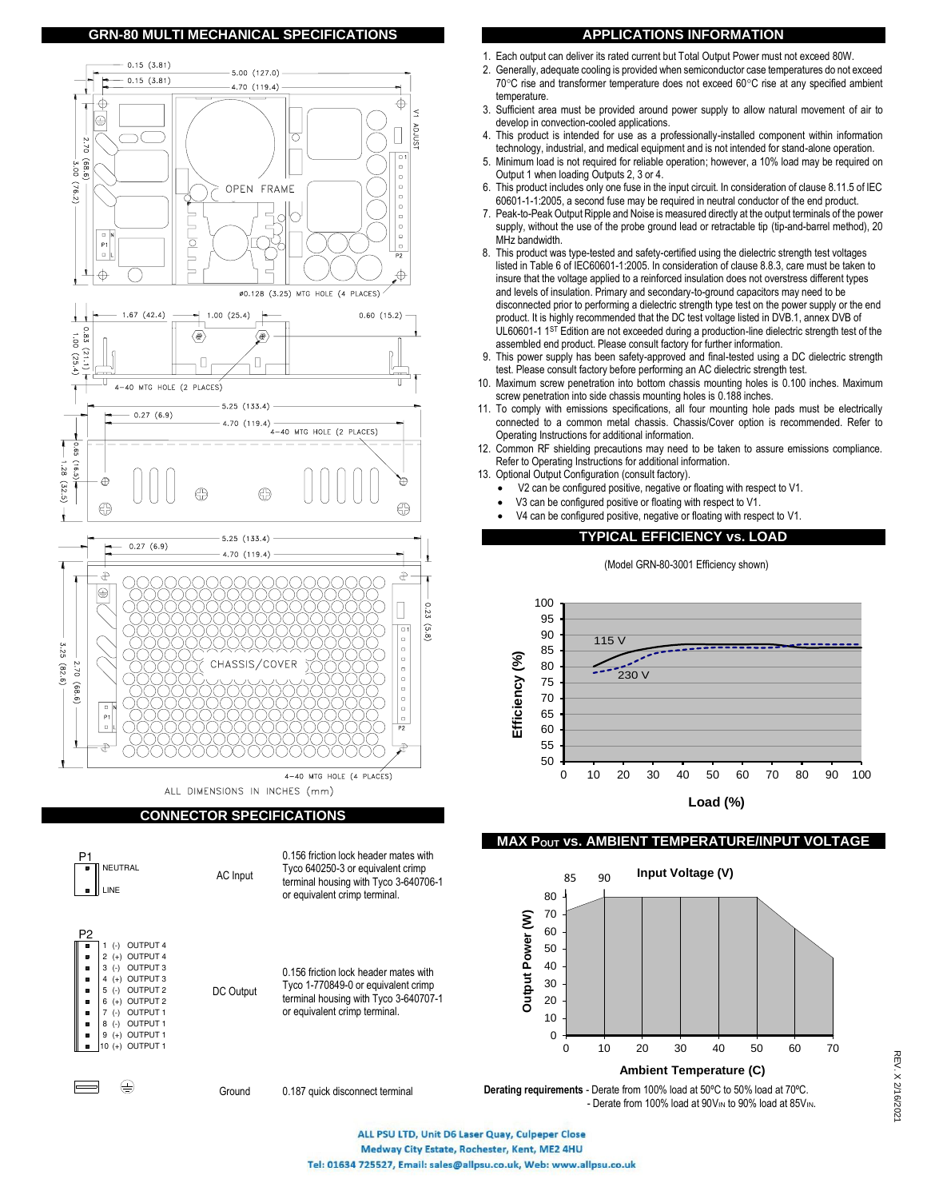## GRN-80 MULTI MECHANICAL SPECIFICATIONS

0.15 (3.81)
5.00 (127.0)
0.15 (3.81)
4.70 (119.4)
V1 ADJUST
2.70 (68.6)
3.00 (76.2)
OPEN FRAME
P1
P2
ø0.128 (3.25) MTG HOLE (4 PLACES)
1.67 (42.4)
1.00 (25.4)
0.60 (15.2)
0.83 (21.1)
1.00 (25.4)
4-40 MTG HOLE (2 PLACES)
5.25 (133.4)
0.27 (6.9)
4.70 (119.4)
4-40 MTG HOLE (2 PLACES)
0.65 (16.5)
1.28 (32.5)
5.25 (133.4)
0.27 (6.9)
4.70 (119.4)
0.23 (5.8)
3.25 (82.6)
2.70 (68.6)
CHASSIS/COVER
4-40 MTG HOLE (4 PLACES)
ALL DIMENSIONS IN INCHES (mm)

## CONNECTOR SPECIFICATIONS

| | | |
|---|---|---|
| P1: NEUTRAL, LINE | AC Input | 0.156 friction lock header mates with Tyco 640250-3 or equivalent crimp terminal housing with Tyco 3-640706-1 or equivalent crimp terminal. |
| P2: 1 (-) OUTPUT 4, 2 (+) OUTPUT 4, 3 (-) OUTPUT 3, 4 (+) OUTPUT 3, 5 (-) OUTPUT 2, 6 (+) OUTPUT 2, 7 (-) OUTPUT 1, 8 (-) OUTPUT 1, 9 (+) OUTPUT 1, 10 (+) OUTPUT 1 | DC Output | 0.156 friction lock header mates with Tyco 1-770849-0 or equivalent crimp terminal housing with Tyco 3-640707-1 or equivalent crimp terminal. |
| | Ground | 0.187 quick disconnect terminal |

## APPLICATIONS INFORMATION

1. Each output can deliver its rated current but Total Output Power must not exceed 80W.
2. Generally, adequate cooling is provided when semiconductor case temperatures do not exceed 70°C rise and transformer temperature does not exceed 60°C rise at any specified ambient temperature.
3. Sufficient area must be provided around power supply to allow natural movement of air to develop in convection-cooled applications.
4. This product is intended for use as a professionally-installed component within information technology, industrial, and medical equipment and is not intended for stand-alone operation.
5. Minimum load is not required for reliable operation; however, a 10% load may be required on Output 1 when loading Outputs 2, 3 or 4.
6. This product includes only one fuse in the input circuit. In consideration of clause 8.11.5 of IEC 60601-1-1:2005, a second fuse may be required in neutral conductor of the end product.
7. Peak-to-Peak Output Ripple and Noise is measured directly at the output terminals of the power supply, without the use of the probe ground lead or retractable tip (tip-and-barrel method), 20 MHz bandwidth.
8. This product was type-tested and safety-certified using the dielectric strength test voltages listed in Table 6 of IEC60601-1:2005. In consideration of clause 8.8.3, care must be taken to insure that the voltage applied to a reinforced insulation does not overstress different types and levels of insulation. Primary and secondary-to-ground capacitors may need to be disconnected prior to performing a dielectric strength type test on the power supply or the end product. It is highly recommended that the DC test voltage listed in DVB.1, annex DVB of UL60601-1 1ST Edition are not exceeded during a production-line dielectric strength test of the assembled end product. Please consult factory for further information.
9. This power supply has been safety-approved and final-tested using a DC dielectric strength test. Please consult factory before performing an AC dielectric strength test.
10. Maximum screw penetration into bottom chassis mounting holes is 0.100 inches. Maximum screw penetration into side chassis mounting holes is 0.188 inches.
11. To comply with emissions specifications, all four mounting hole pads must be electrically connected to a common metal chassis. Chassis/Cover option is recommended. Refer to Operating Instructions for additional information.
12. Common RF shielding precautions may need to be taken to assure emissions compliance. Refer to Operating Instructions for additional information.
13. Optional Output Configuration (consult factory).
   - V2 can be configured positive, negative or floating with respect to V1.
   - V3 can be configured positive or floating with respect to V1.
   - V4 can be configured positive, negative or floating with respect to V1.

## TYPICAL EFFICIENCY vs. LOAD

(Model GRN-80-3001 Efficiency shown)

Efficiency (%)
100
95
90
85
80
75
70
65
60
55
50
115 V
230 V
0 10 20 30 40 50 60 70 80 90 100
Load (%)

## MAX $P_{OUT}$ vs. AMBIENT TEMPERATURE/INPUT VOLTAGE

Input Voltage (V)
85 90
Output Power (W)
80
70
60
50
40
30
20
10
0
0 10 20 30 40 50 60 70
Ambient Temperature (C)

**Derating requirements** - Derate from 100% load at 50ºC to 50% load at 70ºC.
- Derate from 100% load at $90V_{IN}$ to 90% load at $85V_{IN}$.

REV. X 2/16/2021

ALL PSU LTD, Unit D6 Laser Quay, Culpeper Close
Medway City Estate, Rochester, Kent, ME2 4HU
Tel: 01634 725527, Email: sales@allpsu.co.uk, Web: www.allpsu.co.uk